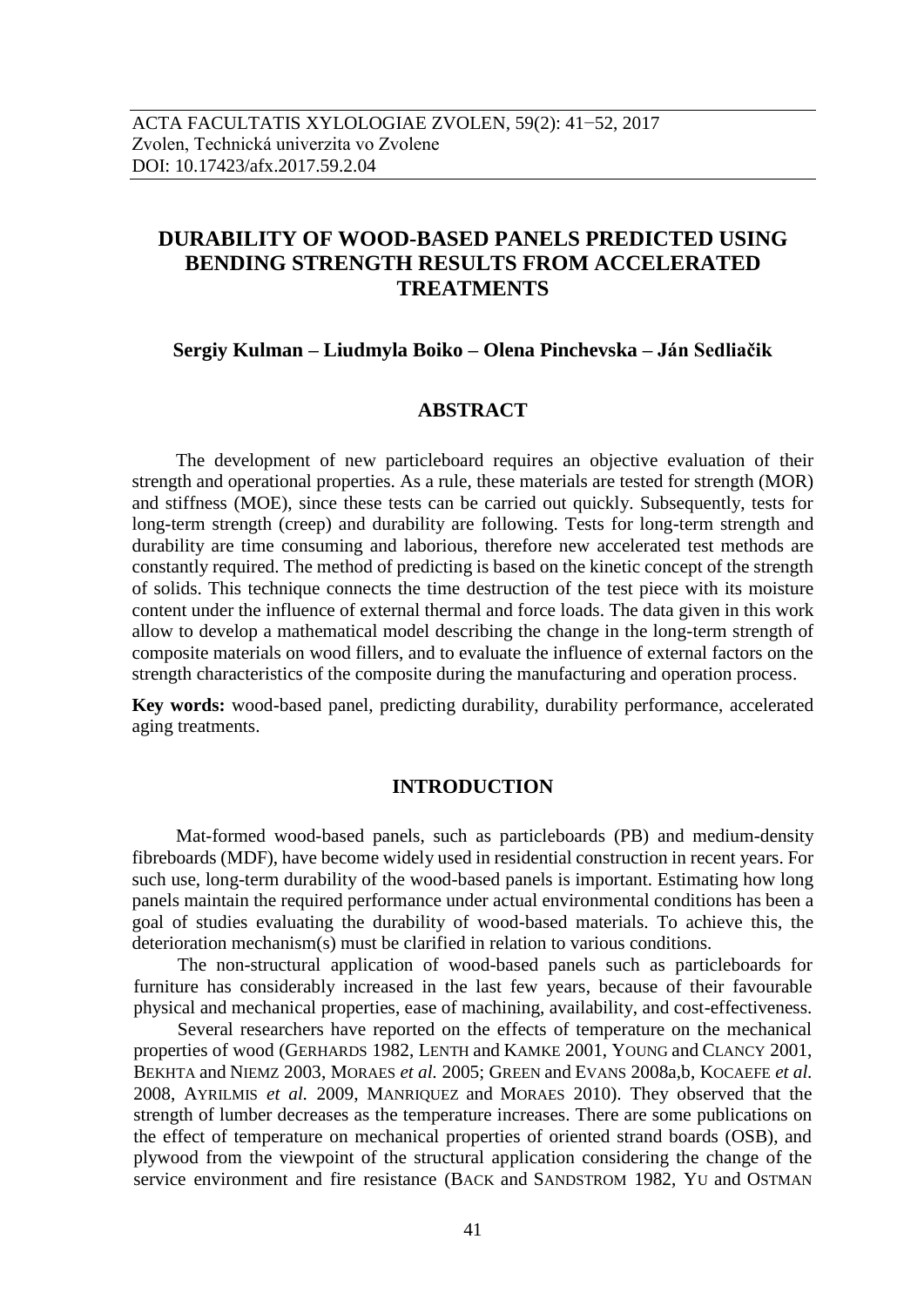ACTA FACULTATIS XYLOLOGIAE ZVOLEN, 59(2): 41−52, 2017
Zvolen, Technická univerzita vo Zvolene
DOI: 10.17423/afx.2017.59.2.04

# DURABILITY OF WOOD-BASED PANELS PREDICTED USING BENDING STRENGTH RESULTS FROM ACCELERATED TREATMENTS

**Sergiy Kulman – Liudmyla Boiko – Olena Pinchevska – Ján Sedliačik**

## ABSTRACT

The development of new particleboard requires an objective evaluation of their strength and operational properties. As a rule, these materials are tested for strength (MOR) and stiffness (MOE), since these tests can be carried out quickly. Subsequently, tests for long-term strength (creep) and durability are following. Tests for long-term strength and durability are time consuming and laborious, therefore new accelerated test methods are constantly required. The method of predicting is based on the kinetic concept of the strength of solids. This technique connects the time destruction of the test piece with its moisture content under the influence of external thermal and force loads. The data given in this work allow to develop a mathematical model describing the change in the long-term strength of composite materials on wood fillers, and to evaluate the influence of external factors on the strength characteristics of the composite during the manufacturing and operation process.

**Key words:** wood-based panel, predicting durability, durability performance, accelerated aging treatments.

## INTRODUCTION

Mat-formed wood-based panels, such as particleboards (PB) and medium-density fibreboards (MDF), have become widely used in residential construction in recent years. For such use, long-term durability of the wood-based panels is important. Estimating how long panels maintain the required performance under actual environmental conditions has been a goal of studies evaluating the durability of wood-based materials. To achieve this, the deterioration mechanism(s) must be clarified in relation to various conditions.

The non-structural application of wood-based panels such as particleboards for furniture has considerably increased in the last few years, because of their favourable physical and mechanical properties, ease of machining, availability, and cost-effectiveness.

Several researchers have reported on the effects of temperature on the mechanical properties of wood (GERHARDS 1982, LENTH and KAMKE 2001, YOUNG and CLANCY 2001, BEKHTA and NIEMZ 2003, MORAES *et al.* 2005; GREEN and EVANS 2008a,b, KOCAEFE *et al.* 2008, AYRILMIS *et al.* 2009, MANRIQUEZ and MORAES 2010). They observed that the strength of lumber decreases as the temperature increases. There are some publications on the effect of temperature on mechanical properties of oriented strand boards (OSB), and plywood from the viewpoint of the structural application considering the change of the service environment and fire resistance (BACK and SANDSTROM 1982, YU and OSTMAN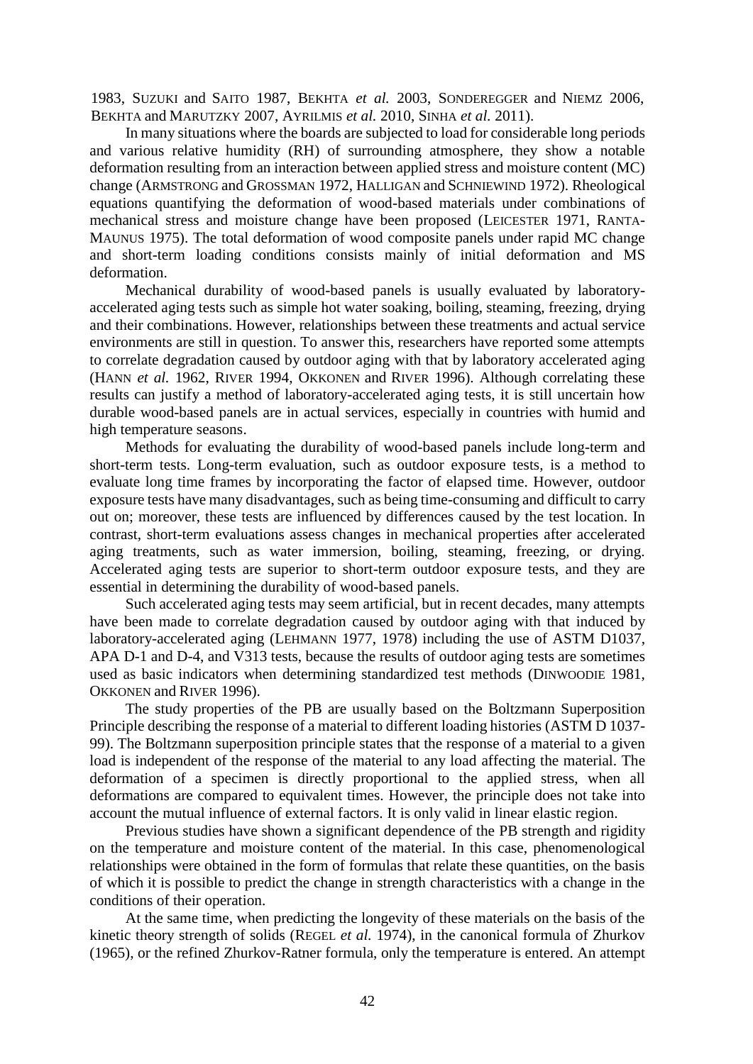1983, SUZUKI and SAITO 1987, BEKHTA *et al.* 2003, SONDEREGGER and NIEMZ 2006, BEKHTA and MARUTZKY 2007, AYRILMIS *et al.* 2010, SINHA *et al.* 2011).

In many situations where the boards are subjected to load for considerable long periods and various relative humidity (RH) of surrounding atmosphere, they show a notable deformation resulting from an interaction between applied stress and moisture content (MC) change (ARMSTRONG and GROSSMAN 1972, HALLIGAN and SCHNIEWIND 1972). Rheological equations quantifying the deformation of wood-based materials under combinations of mechanical stress and moisture change have been proposed (LEICESTER 1971, RANTA-MAUNUS 1975). The total deformation of wood composite panels under rapid MC change and short-term loading conditions consists mainly of initial deformation and MS deformation.

Mechanical durability of wood-based panels is usually evaluated by laboratory-accelerated aging tests such as simple hot water soaking, boiling, steaming, freezing, drying and their combinations. However, relationships between these treatments and actual service environments are still in question. To answer this, researchers have reported some attempts to correlate degradation caused by outdoor aging with that by laboratory accelerated aging (HANN *et al.* 1962, RIVER 1994, OKKONEN and RIVER 1996). Although correlating these results can justify a method of laboratory-accelerated aging tests, it is still uncertain how durable wood-based panels are in actual services, especially in countries with humid and high temperature seasons.

Methods for evaluating the durability of wood-based panels include long-term and short-term tests. Long-term evaluation, such as outdoor exposure tests, is a method to evaluate long time frames by incorporating the factor of elapsed time. However, outdoor exposure tests have many disadvantages, such as being time-consuming and difficult to carry out on; moreover, these tests are influenced by differences caused by the test location. In contrast, short-term evaluations assess changes in mechanical properties after accelerated aging treatments, such as water immersion, boiling, steaming, freezing, or drying. Accelerated aging tests are superior to short-term outdoor exposure tests, and they are essential in determining the durability of wood-based panels.

Such accelerated aging tests may seem artificial, but in recent decades, many attempts have been made to correlate degradation caused by outdoor aging with that induced by laboratory-accelerated aging (LEHMANN 1977, 1978) including the use of ASTM D1037, APA D-1 and D-4, and V313 tests, because the results of outdoor aging tests are sometimes used as basic indicators when determining standardized test methods (DINWOODIE 1981, OKKONEN and RIVER 1996).

The study properties of the PB are usually based on the Boltzmann Superposition Principle describing the response of a material to different loading histories (ASTM D 1037-99). The Boltzmann superposition principle states that the response of a material to a given load is independent of the response of the material to any load affecting the material. The deformation of a specimen is directly proportional to the applied stress, when all deformations are compared to equivalent times. However, the principle does not take into account the mutual influence of external factors. It is only valid in linear elastic region.

Previous studies have shown a significant dependence of the PB strength and rigidity on the temperature and moisture content of the material. In this case, phenomenological relationships were obtained in the form of formulas that relate these quantities, on the basis of which it is possible to predict the change in strength characteristics with a change in the conditions of their operation.

At the same time, when predicting the longevity of these materials on the basis of the kinetic theory strength of solids (REGEL *et al.* 1974), in the canonical formula of Zhurkov (1965), or the refined Zhurkov-Ratner formula, only the temperature is entered. An attempt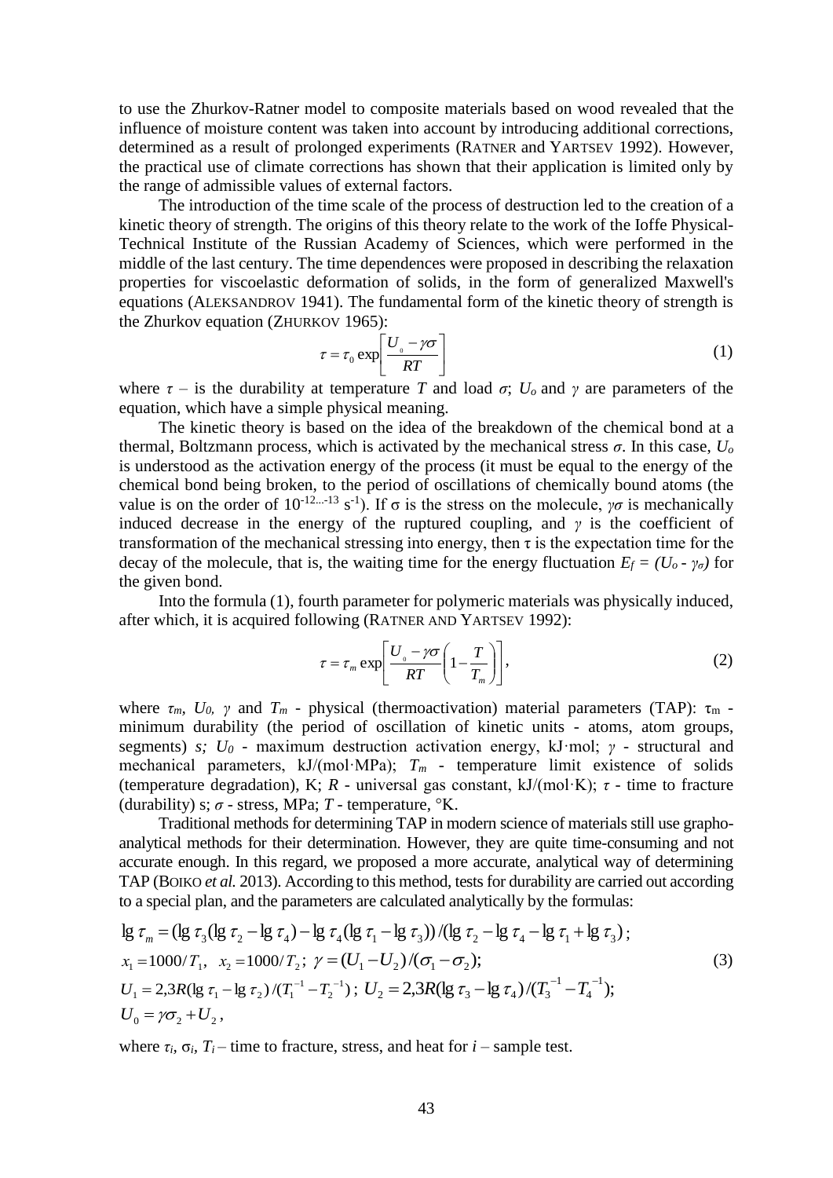to use the Zhurkov-Ratner model to composite materials based on wood revealed that the influence of moisture content was taken into account by introducing additional corrections, determined as a result of prolonged experiments (RATNER and YARTSEV 1992). However, the practical use of climate corrections has shown that their application is limited only by the range of admissible values of external factors.

The introduction of the time scale of the process of destruction led to the creation of a kinetic theory of strength. The origins of this theory relate to the work of the Ioffe Physical-Technical Institute of the Russian Academy of Sciences, which were performed in the middle of the last century. The time dependences were proposed in describing the relaxation properties for viscoelastic deformation of solids, in the form of generalized Maxwell's equations (ALEKSANDROV 1941). The fundamental form of the kinetic theory of strength is the Zhurkov equation (ZHURKOV 1965):

$$\tau = \tau_0 \exp\left[\frac{U_0 - \gamma\sigma}{RT}\right] \tag{1}$$

where $\tau$ – is the durability at temperature $T$ and load $\sigma$; $U_o$ and $\gamma$ are parameters of the equation, which have a simple physical meaning.

The kinetic theory is based on the idea of the breakdown of the chemical bond at a thermal, Boltzmann process, which is activated by the mechanical stress $\sigma$. In this case, $U_o$ is understood as the activation energy of the process (it must be equal to the energy of the chemical bond being broken, to the period of oscillations of chemically bound atoms (the value is on the order of $10^{-12...-13}$ s$^{-1}$). If σ is the stress on the molecule, $\gamma\sigma$ is mechanically induced decrease in the energy of the ruptured coupling, and $\gamma$ is the coefficient of transformation of the mechanical stressing into energy, then τ is the expectation time for the decay of the molecule, that is, the waiting time for the energy fluctuation $E_f = (U_o - \gamma_\sigma)$ for the given bond.

Into the formula (1), fourth parameter for polymeric materials was physically induced, after which, it is acquired following (RATNER AND YARTSEV 1992):

$$\tau = \tau_m \exp\left[\frac{U_0 - \gamma\sigma}{RT}\left(1 - \frac{T}{T_m}\right)\right], \tag{2}$$

where $\tau_m$, $U_0$, $\gamma$ and $T_m$ - physical (thermoactivation) material parameters (TAP): $\tau_m$ - minimum durability (the period of oscillation of kinetic units - atoms, atom groups, segments) *s;* $U_0$ - maximum destruction activation energy, kJ·mol; $\gamma$ - structural and mechanical parameters, kJ/(mol·MPa); $T_m$ - temperature limit existence of solids (temperature degradation), K; $R$ - universal gas constant, kJ/(mol·K); $\tau$ - time to fracture (durability) s; $\sigma$ - stress, MPa; $T$ - temperature, °K.

Traditional methods for determining TAP in modern science of materials still use grapho-analytical methods for their determination. However, they are quite time-consuming and not accurate enough. In this regard, we proposed a more accurate, analytical way of determining TAP (BOIKO *et al.* 2013). According to this method, tests for durability are carried out according to a special plan, and the parameters are calculated analytically by the formulas:

$$\begin{aligned}
&\lg \tau_m = (\lg \tau_3(\lg \tau_2 - \lg \tau_4) - \lg \tau_4(\lg \tau_1 - \lg \tau_3))/(\lg \tau_2 - \lg \tau_4 - \lg \tau_1 + \lg \tau_3)\,; \\
&x_1 = 1000/T_1, \quad x_2 = 1000/T_2\,; \; \gamma = (U_1 - U_2)/(\sigma_1 - \sigma_2); \\
&U_1 = 2{,}3R(\lg \tau_1 - \lg \tau_2)/(T_1^{-1} - T_2^{-1})\,; \; U_2 = 2{,}3R(\lg \tau_3 - \lg \tau_4)/(T_3^{-1} - T_4^{-1}); \\
&U_0 = \gamma\sigma_2 + U_2\,,
\end{aligned} \tag{3}$$

where $\tau_i$, $\sigma_i$, $T_i$ – time to fracture, stress, and heat for $i$ – sample test.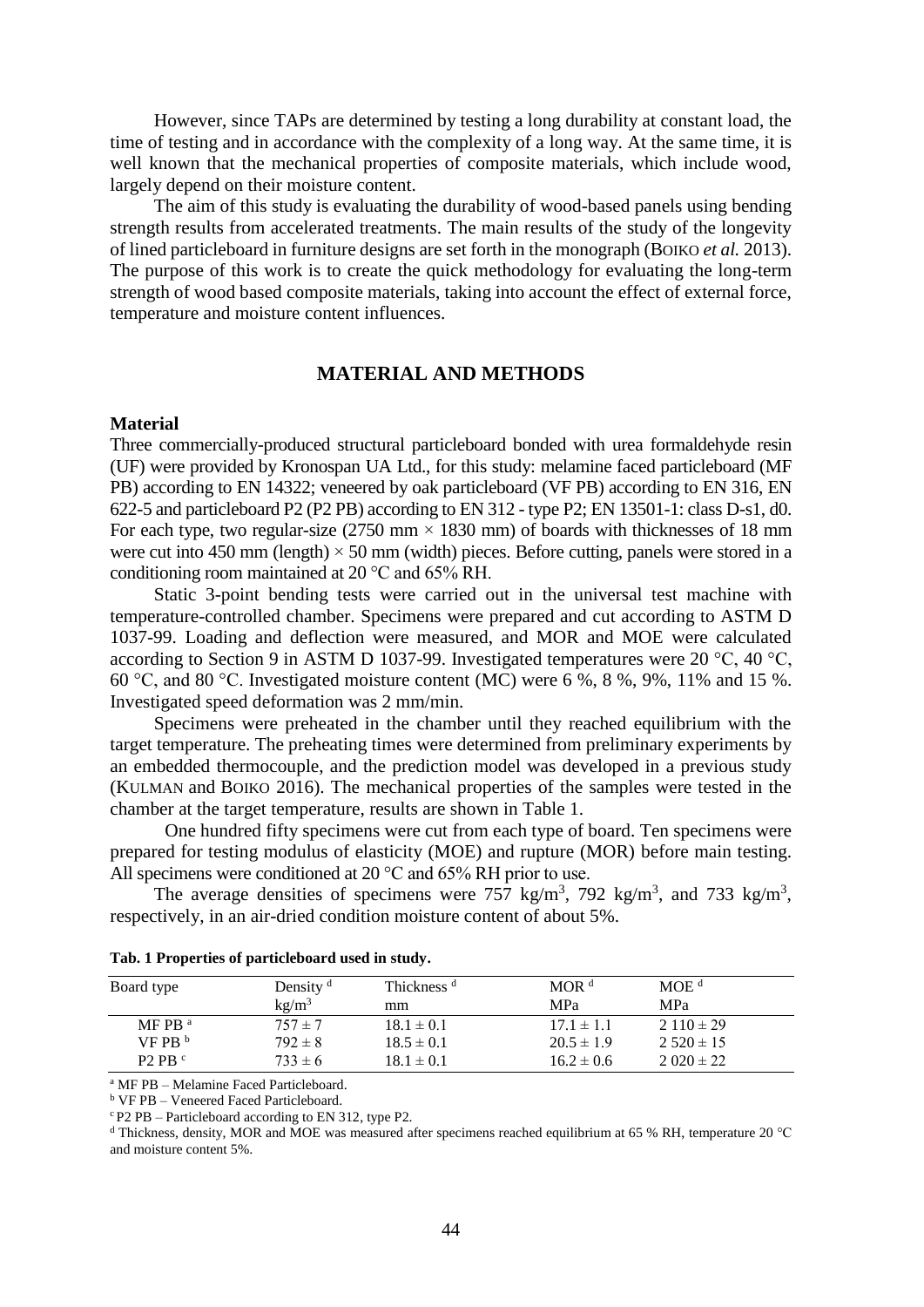However, since TAPs are determined by testing a long durability at constant load, the time of testing and in accordance with the complexity of a long way. At the same time, it is well known that the mechanical properties of composite materials, which include wood, largely depend on their moisture content.

The aim of this study is evaluating the durability of wood-based panels using bending strength results from accelerated treatments. The main results of the study of the longevity of lined particleboard in furniture designs are set forth in the monograph (BOIKO *et al.* 2013). The purpose of this work is to create the quick methodology for evaluating the long-term strength of wood based composite materials, taking into account the effect of external force, temperature and moisture content influences.

## MATERIAL AND METHODS

### Material

Three commercially-produced structural particleboard bonded with urea formaldehyde resin (UF) were provided by Kronospan UA Ltd., for this study: melamine faced particleboard (MF PB) according to EN 14322; veneered by oak particleboard (VF PB) according to EN 316, EN 622-5 and particleboard P2 (P2 PB) according to EN 312 - type P2; EN 13501-1: class D-s1, d0. For each type, two regular-size (2750 mm × 1830 mm) of boards with thicknesses of 18 mm were cut into 450 mm (length) × 50 mm (width) pieces. Before cutting, panels were stored in a conditioning room maintained at 20 °C and 65% RH.

Static 3-point bending tests were carried out in the universal test machine with temperature-controlled chamber. Specimens were prepared and cut according to ASTM D 1037-99. Loading and deflection were measured, and MOR and MOE were calculated according to Section 9 in ASTM D 1037-99. Investigated temperatures were 20 °C, 40 °C, 60 °C, and 80 °C. Investigated moisture content (MC) were 6 %, 8 %, 9%, 11% and 15 %. Investigated speed deformation was 2 mm/min.

Specimens were preheated in the chamber until they reached equilibrium with the target temperature. The preheating times were determined from preliminary experiments by an embedded thermocouple, and the prediction model was developed in a previous study (KULMAN and BOIKO 2016). The mechanical properties of the samples were tested in the chamber at the target temperature, results are shown in Table 1.

One hundred fifty specimens were cut from each type of board. Ten specimens were prepared for testing modulus of elasticity (MOE) and rupture (MOR) before main testing. All specimens were conditioned at 20 °C and 65% RH prior to use.

The average densities of specimens were 757 kg/m$^3$, 792 kg/m$^3$, and 733 kg/m$^3$, respectively, in an air-dried condition moisture content of about 5%.

**Tab. 1 Properties of particleboard used in study.**

| Board type | Density [d] kg/m$^3$ | Thickness [d] mm | MOR [d] MPa | MOE [d] MPa |
|---|---|---|---|---|
| MF PB [a] | 757 ± 7 | 18.1 ± 0.1 | 17.1 ± 1.1 | 2 110 ± 29 |
| VF PB [b] | 792 ± 8 | 18.5 ± 0.1 | 20.5 ± 1.9 | 2 520 ± 15 |
| P2 PB [c] | 733 ± 6 | 18.1 ± 0.1 | 16.2 ± 0.6 | 2 020 ± 22 |

[a] MF PB – Melamine Faced Particleboard.
[b] VF PB – Veneered Faced Particleboard.
[c] P2 PB – Particleboard according to EN 312, type P2.
[d] Thickness, density, MOR and MOE was measured after specimens reached equilibrium at 65 % RH, temperature 20 °C and moisture content 5%.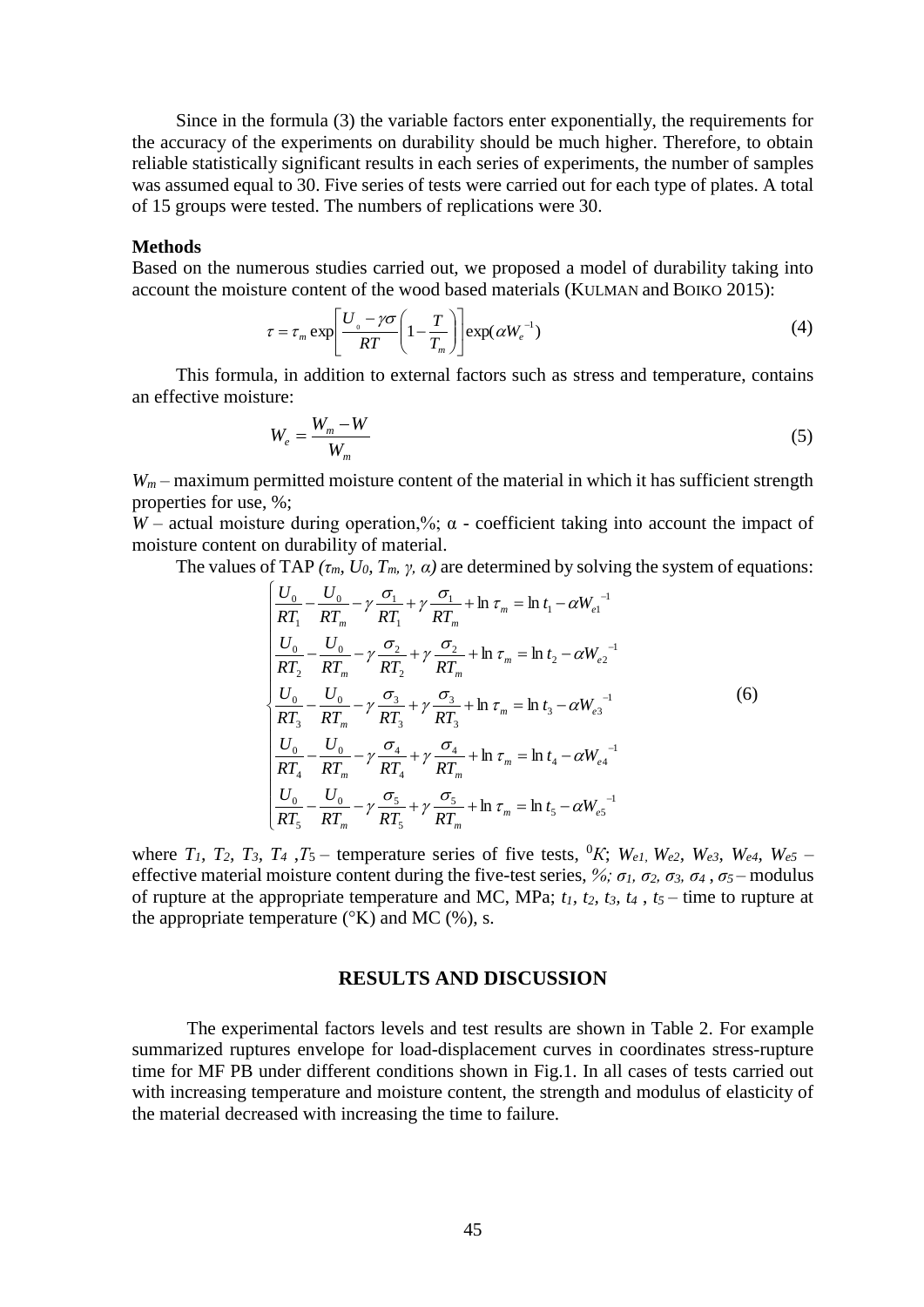Since in the formula (3) the variable factors enter exponentially, the requirements for the accuracy of the experiments on durability should be much higher. Therefore, to obtain reliable statistically significant results in each series of experiments, the number of samples was assumed equal to 30. Five series of tests were carried out for each type of plates. A total of 15 groups were tested. The numbers of replications were 30.

**Methods**

Based on the numerous studies carried out, we proposed a model of durability taking into account the moisture content of the wood based materials (KULMAN and BOIKO 2015):

$$\tau = \tau_m \exp\left[\frac{U_0 - \gamma\sigma}{RT}\left(1 - \frac{T}{T_m}\right)\right]\exp(\alpha W_e^{-1}) \tag{4}$$

This formula, in addition to external factors such as stress and temperature, contains an effective moisture:

$$W_e = \frac{W_m - W}{W_m} \tag{5}$$

$W_m$ – maximum permitted moisture content of the material in which it has sufficient strength properties for use, %;
$W$ – actual moisture during operation,%; $\alpha$ - coefficient taking into account the impact of moisture content on durability of material.

The values of TAP ($\tau_m$, $U_0$, $T_m$, $\gamma$, $\alpha$) are determined by solving the system of equations:

$$\begin{cases} \dfrac{U_0}{RT_1} - \dfrac{U_0}{RT_m} - \gamma\dfrac{\sigma_1}{RT_1} + \gamma\dfrac{\sigma_1}{RT_m} + \ln\tau_m = \ln t_1 - \alpha W_{e1}^{-1} \\ \dfrac{U_0}{RT_2} - \dfrac{U_0}{RT_m} - \gamma\dfrac{\sigma_2}{RT_2} + \gamma\dfrac{\sigma_2}{RT_m} + \ln\tau_m = \ln t_2 - \alpha W_{e2}^{-1} \\ \dfrac{U_0}{RT_3} - \dfrac{U_0}{RT_m} - \gamma\dfrac{\sigma_3}{RT_3} + \gamma\dfrac{\sigma_3}{RT_3} + \ln\tau_m = \ln t_3 - \alpha W_{e3}^{-1} \\ \dfrac{U_0}{RT_4} - \dfrac{U_0}{RT_m} - \gamma\dfrac{\sigma_4}{RT_4} + \gamma\dfrac{\sigma_4}{RT_m} + \ln\tau_m = \ln t_4 - \alpha W_{e4}^{-1} \\ \dfrac{U_0}{RT_5} - \dfrac{U_0}{RT_m} - \gamma\dfrac{\sigma_5}{RT_5} + \gamma\dfrac{\sigma_5}{RT_m} + \ln\tau_m = \ln t_5 - \alpha W_{e5}^{-1} \end{cases} \tag{6}$$

where $T_1$, $T_2$, $T_3$, $T_4$, $T_5$ – temperature series of five tests, $^0K$; $W_{e1}$, $W_{e2}$, $W_{e3}$, $W_{e4}$, $W_{e5}$ – effective material moisture content during the five-test series, %; $\sigma_1$, $\sigma_2$, $\sigma_3$, $\sigma_4$, $\sigma_5$ – modulus of rupture at the appropriate temperature and MC, MPa; $t_1$, $t_2$, $t_3$, $t_4$, $t_5$ – time to rupture at the appropriate temperature (°K) and MC (%), s.

## RESULTS AND DISCUSSION

The experimental factors levels and test results are shown in Table 2. For example summarized ruptures envelope for load-displacement curves in coordinates stress-rupture time for MF PB under different conditions shown in Fig.1. In all cases of tests carried out with increasing temperature and moisture content, the strength and modulus of elasticity of the material decreased with increasing the time to failure.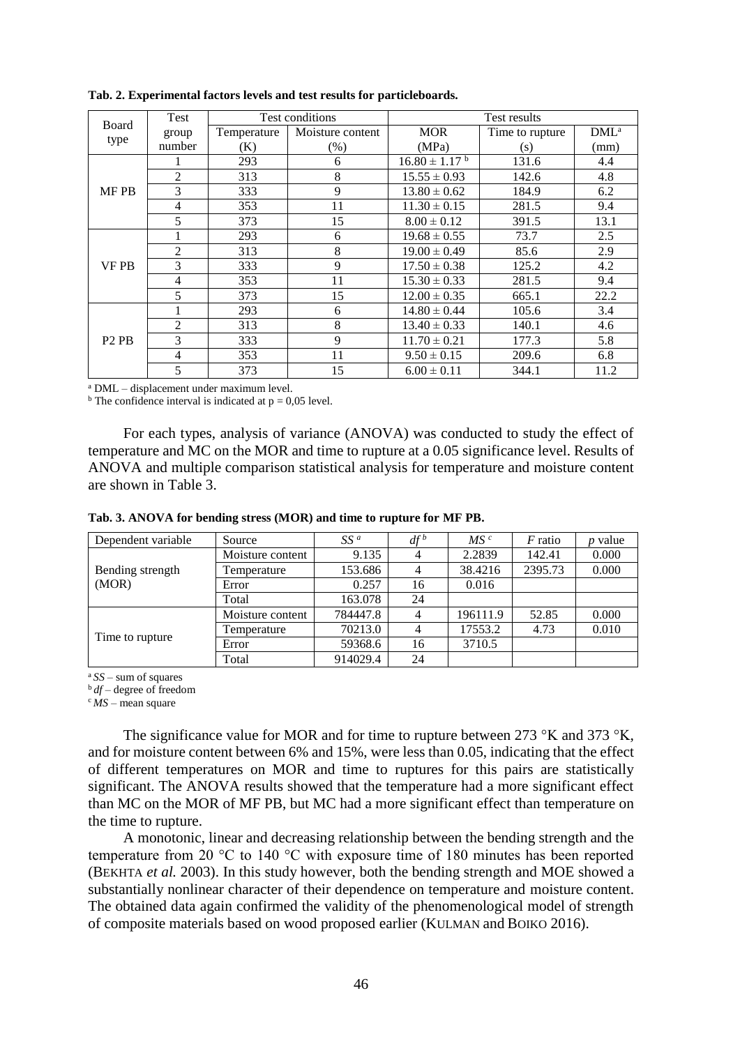**Tab. 2. Experimental factors levels and test results for particleboards.**

| Board type | Test group number | Test conditions | | Test results | | |
|---|---|---|---|---|---|---|
| | | Temperature (K) | Moisture content (%) | MOR (MPa) | Time to rupture (s) | DML[a] (mm) |
| MF PB | 1 | 293 | 6 | 16.80 ± 1.17 [b] | 131.6 | 4.4 |
| | 2 | 313 | 8 | 15.55 ± 0.93 | 142.6 | 4.8 |
| | 3 | 333 | 9 | 13.80 ± 0.62 | 184.9 | 6.2 |
| | 4 | 353 | 11 | 11.30 ± 0.15 | 281.5 | 9.4 |
| | 5 | 373 | 15 | 8.00 ± 0.12 | 391.5 | 13.1 |
| VF PB | 1 | 293 | 6 | 19.68 ± 0.55 | 73.7 | 2.5 |
| | 2 | 313 | 8 | 19.00 ± 0.49 | 85.6 | 2.9 |
| | 3 | 333 | 9 | 17.50 ± 0.38 | 125.2 | 4.2 |
| | 4 | 353 | 11 | 15.30 ± 0.33 | 281.5 | 9.4 |
| | 5 | 373 | 15 | 12.00 ± 0.35 | 665.1 | 22.2 |
| P2 PB | 1 | 293 | 6 | 14.80 ± 0.44 | 105.6 | 3.4 |
| | 2 | 313 | 8 | 13.40 ± 0.33 | 140.1 | 4.6 |
| | 3 | 333 | 9 | 11.70 ± 0.21 | 177.3 | 5.8 |
| | 4 | 353 | 11 | 9.50 ± 0.15 | 209.6 | 6.8 |
| | 5 | 373 | 15 | 6.00 ± 0.11 | 344.1 | 11.2 |

[a] DML – displacement under maximum level.
[b] The confidence interval is indicated at p = 0,05 level.

For each types, analysis of variance (ANOVA) was conducted to study the effect of temperature and MC on the MOR and time to rupture at a 0.05 significance level. Results of ANOVA and multiple comparison statistical analysis for temperature and moisture content are shown in Table 3.

**Tab. 3. ANOVA for bending stress (MOR) and time to rupture for MF PB.**

| Dependent variable | Source | *SS* [a] | *df* [b] | *MS* [c] | *F* ratio | *p* value |
|---|---|---|---|---|---|---|
| Bending strength (MOR) | Moisture content | 9.135 | 4 | 2.2839 | 142.41 | 0.000 |
| | Temperature | 153.686 | 4 | 38.4216 | 2395.73 | 0.000 |
| | Error | 0.257 | 16 | 0.016 | | |
| | Total | 163.078 | 24 | | | |
| Time to rupture | Moisture content | 784447.8 | 4 | 196111.9 | 52.85 | 0.000 |
| | Temperature | 70213.0 | 4 | 17553.2 | 4.73 | 0.010 |
| | Error | 59368.6 | 16 | 3710.5 | | |
| | Total | 914029.4 | 24 | | | |

[a] *SS* – sum of squares
[b] *df* – degree of freedom
[c] *MS* – mean square

The significance value for MOR and for time to rupture between 273 °K and 373 °K, and for moisture content between 6% and 15%, were less than 0.05, indicating that the effect of different temperatures on MOR and time to ruptures for this pairs are statistically significant. The ANOVA results showed that the temperature had a more significant effect than MC on the MOR of MF PB, but MC had a more significant effect than temperature on the time to rupture.

A monotonic, linear and decreasing relationship between the bending strength and the temperature from 20 °C to 140 °C with exposure time of 180 minutes has been reported (BEKHTA *et al.* 2003). In this study however, both the bending strength and MOE showed a substantially nonlinear character of their dependence on temperature and moisture content. The obtained data again confirmed the validity of the phenomenological model of strength of composite materials based on wood proposed earlier (KULMAN and BOIKO 2016).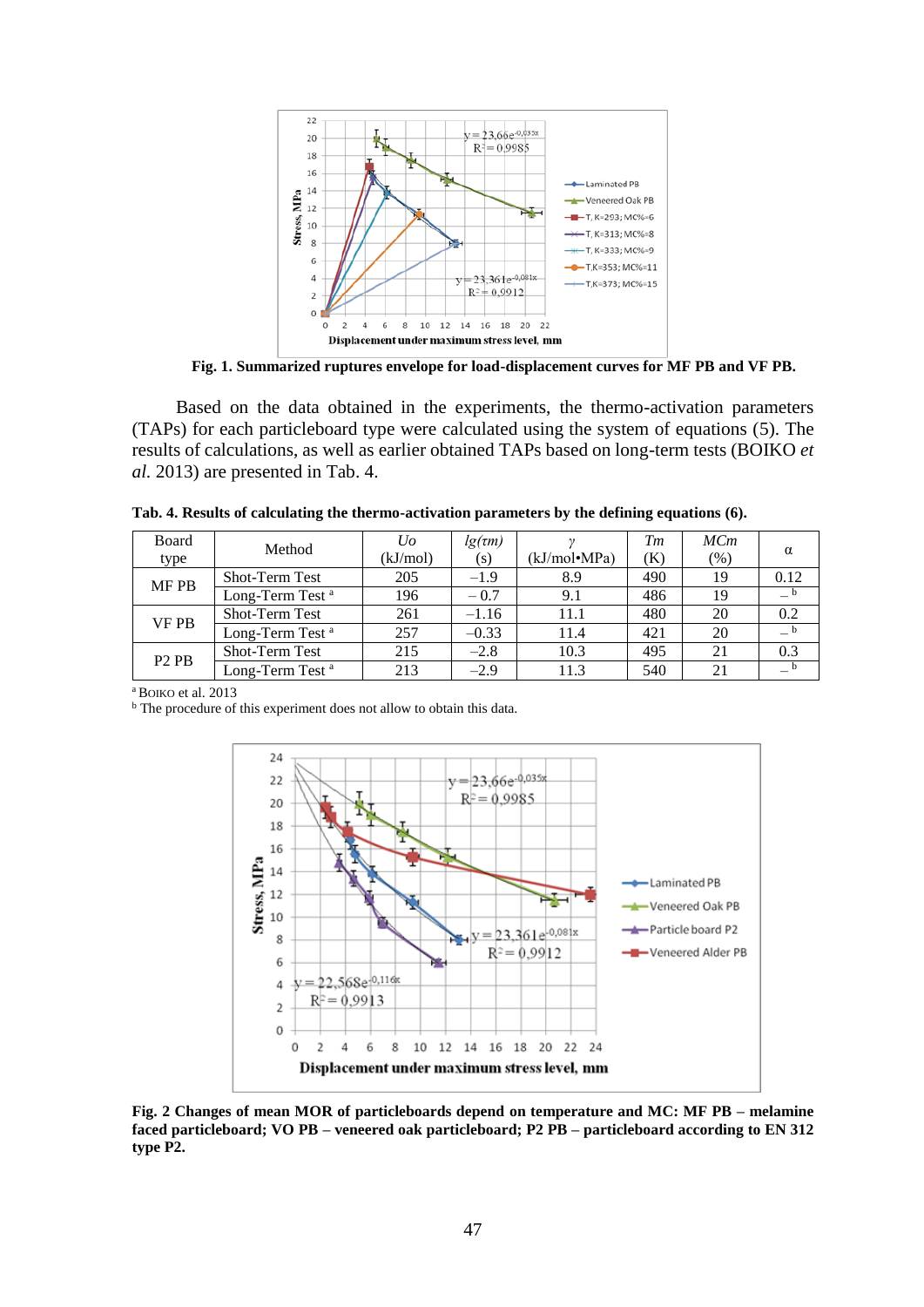**Fig. 1. Summarized ruptures envelope for load-displacement curves for MF PB and VF PB.**

Based on the data obtained in the experiments, the thermo-activation parameters (TAPs) for each particleboard type were calculated using the system of equations (5). The results of calculations, as well as earlier obtained TAPs based on long-term tests (BOIKO *et al.* 2013) are presented in Tab. 4.

**Tab. 4. Results of calculating the thermo-activation parameters by the defining equations (6).**

| Board type | Method | *Uo* (kJ/mol) | *lg(τm)* (s) | *γ* (kJ/mol•MPa) | *Tm* (K) | *MCm* (%) | α |
|---|---|---|---|---|---|---|---|
| MF PB | Shot-Term Test | 205 | −1.9 | 8.9 | 490 | 19 | 0.12 |
| | Long-Term Test [a] | 196 | − 0.7 | 9.1 | 486 | 19 | – [b] |
| VF PB | Shot-Term Test | 261 | −1.16 | 11.1 | 480 | 20 | 0.2 |
| | Long-Term Test [a] | 257 | −0.33 | 11.4 | 421 | 20 | – [b] |
| P2 PB | Shot-Term Test | 215 | −2.8 | 10.3 | 495 | 21 | 0.3 |
| | Long-Term Test [a] | 213 | −2.9 | 11.3 | 540 | 21 | – [b] |

[a] BOIKO et al. 2013
[b] The procedure of this experiment does not allow to obtain this data.

**Fig. 2 Changes of mean MOR of particleboards depend on temperature and MC: MF PB – melamine faced particleboard; VO PB – veneered oak particleboard; P2 PB – particleboard according to EN 312 type P2.**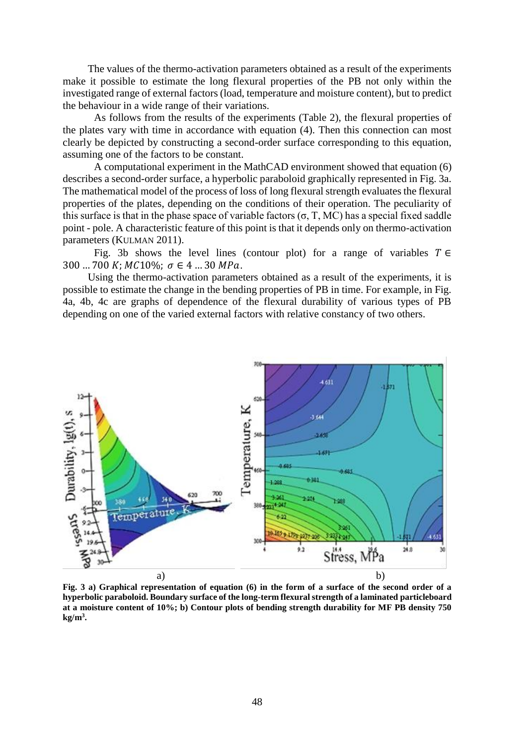The values of the thermo-activation parameters obtained as a result of the experiments make it possible to estimate the long flexural properties of the PB not only within the investigated range of external factors (load, temperature and moisture content), but to predict the behaviour in a wide range of their variations.

As follows from the results of the experiments (Table 2), the flexural properties of the plates vary with time in accordance with equation (4). Then this connection can most clearly be depicted by constructing a second-order surface corresponding to this equation, assuming one of the factors to be constant.

A computational experiment in the MathCAD environment showed that equation (6) describes a second-order surface, a hyperbolic paraboloid graphically represented in Fig. 3a. The mathematical model of the process of loss of long flexural strength evaluates the flexural properties of the plates, depending on the conditions of their operation. The peculiarity of this surface is that in the phase space of variable factors (σ, T, MC) has a special fixed saddle point - pole. A characteristic feature of this point is that it depends only on thermo-activation parameters (KULMAN 2011).

Fig. 3b shows the level lines (contour plot) for a range of variables $T \in 300 \ldots 700\ K$; $MC 10\%$; $\sigma \in 4 \ldots 30\ MPa$.

Using the thermo-activation parameters obtained as a result of the experiments, it is possible to estimate the change in the bending properties of PB in time. For example, in Fig. 4a, 4b, 4c are graphs of dependence of the flexural durability of various types of PB depending on one of the varied external factors with relative constancy of two others.

a) b)

**Fig. 3 a) Graphical representation of equation (6) in the form of a surface of the second order of a hyperbolic paraboloid. Boundary surface of the long-term flexural strength of a laminated particleboard at a moisture content of 10%; b) Contour plots of bending strength durability for MF PB density 750 kg/m³.**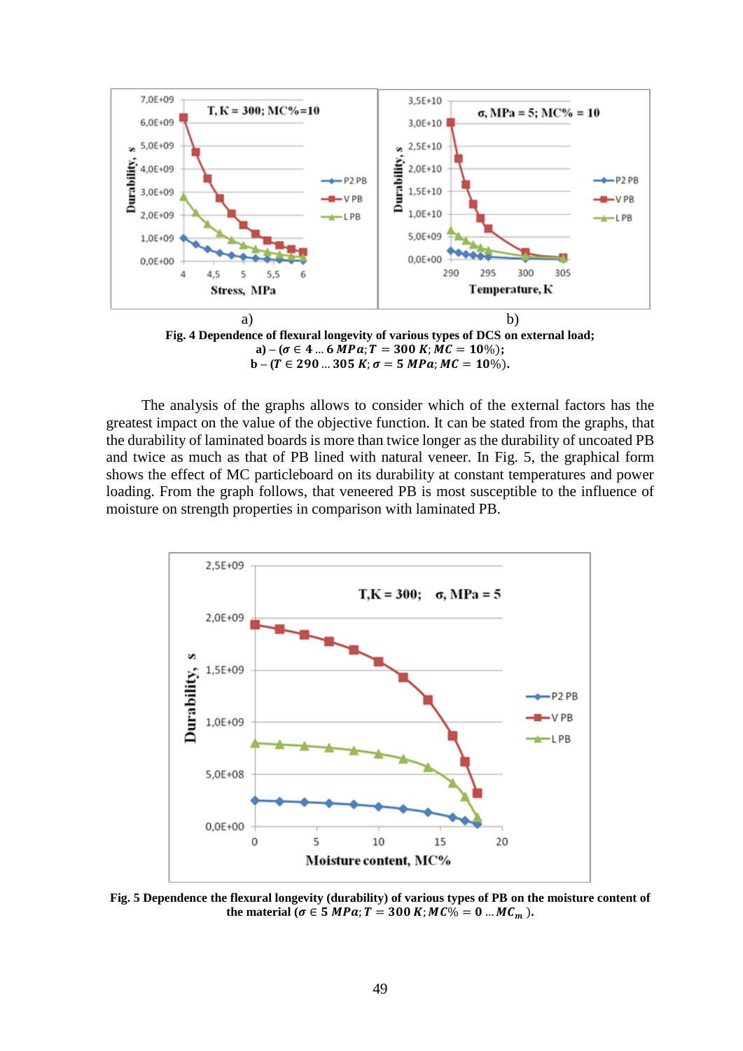a) b)

**Fig. 4 Dependence of flexural longevity of various types of DCS on external load;**
**a) – ($\sigma \in 4 \ldots 6$ $MPa$; $T = 300$ $K$; $MC = 10\%$);**
**b – ($T \in 290 \ldots 305$ $K$; $\sigma = 5$ $MPa$; $MC = 10\%$).**

The analysis of the graphs allows to consider which of the external factors has the greatest impact on the value of the objective function. It can be stated from the graphs, that the durability of laminated boards is more than twice longer as the durability of uncoated PB and twice as much as that of PB lined with natural veneer. In Fig. 5, the graphical form shows the effect of MC particleboard on its durability at constant temperatures and power loading. From the graph follows, that veneered PB is most susceptible to the influence of moisture on strength properties in comparison with laminated PB.

**Fig. 5 Dependence the flexural longevity (durability) of various types of PB on the moisture content of the material ($\sigma \in 5$ $MPa$; $T = 300$ $K$; $MC\% = 0 \ldots MC_m$ ).**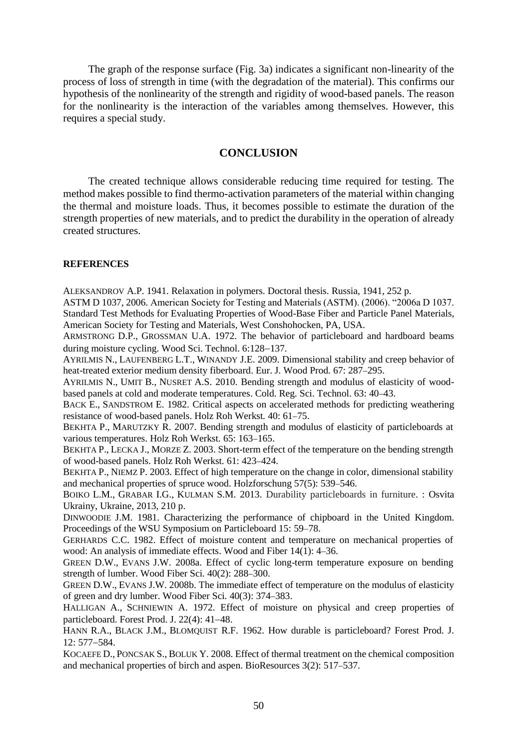The graph of the response surface (Fig. 3a) indicates a significant non-linearity of the process of loss of strength in time (with the degradation of the material). This confirms our hypothesis of the nonlinearity of the strength and rigidity of wood-based panels. The reason for the nonlinearity is the interaction of the variables among themselves. However, this requires a special study.

## CONCLUSION

The created technique allows considerable reducing time required for testing. The method makes possible to find thermo-activation parameters of the material within changing the thermal and moisture loads. Thus, it becomes possible to estimate the duration of the strength properties of new materials, and to predict the durability in the operation of already created structures.

### REFERENCES

ALEKSANDROV A.P. 1941. Relaxation in polymers. Doctoral thesis. Russia, 1941, 252 p.

ASTM D 1037, 2006. American Society for Testing and Materials (ASTM). (2006). "2006a D 1037. Standard Test Methods for Evaluating Properties of Wood-Base Fiber and Particle Panel Materials, American Society for Testing and Materials, West Conshohocken, PA, USA.

ARMSTRONG D.P., GROSSMAN U.A. 1972. The behavior of particleboard and hardboard beams during moisture cycling. Wood Sci. Technol. 6:128–137.

AYRILMIS N., LAUFENBERG L.T., WINANDY J.E. 2009. Dimensional stability and creep behavior of heat-treated exterior medium density fiberboard. Eur. J. Wood Prod. 67: 287–295.

AYRILMIS N., UMIT B., NUSRET A.S. 2010. Bending strength and modulus of elasticity of wood-based panels at cold and moderate temperatures. Cold. Reg. Sci. Technol. 63: 40–43.

BACK E., SANDSTROM E. 1982. Critical aspects on accelerated methods for predicting weathering resistance of wood-based panels. Holz Roh Werkst. 40: 61–75.

BEKHTA P., MARUTZKY R. 2007. Bending strength and modulus of elasticity of particleboards at various temperatures. Holz Roh Werkst. 65: 163–165.

BEKHTA P., LECKA J., MORZE Z. 2003. Short-term effect of the temperature on the bending strength of wood-based panels. Holz Roh Werkst. 61: 423–424.

BEKHTA P., NIEMZ P. 2003. Effect of high temperature on the change in color, dimensional stability and mechanical properties of spruce wood. Holzforschung 57(5): 539–546.

BOIKO L.M., GRABAR I.G., KULMAN S.M. 2013. Durability particleboards in furniture. : Osvita Ukrainy, Ukraine, 2013, 210 p.

DINWOODIE J.M. 1981. Characterizing the performance of chipboard in the United Kingdom. Proceedings of the WSU Symposium on Particleboard 15: 59–78.

GERHARDS C.C. 1982. Effect of moisture content and temperature on mechanical properties of wood: An analysis of immediate effects. Wood and Fiber 14(1): 4–36.

GREEN D.W., EVANS J.W. 2008a. Effect of cyclic long-term temperature exposure on bending strength of lumber. Wood Fiber Sci. 40(2): 288–300.

GREEN D.W., EVANS J.W. 2008b. The immediate effect of temperature on the modulus of elasticity of green and dry lumber. Wood Fiber Sci. 40(3): 374–383.

HALLIGAN A., SCHNIEWIN A. 1972. Effect of moisture on physical and creep properties of particleboard. Forest Prod. J. 22(4): 41–48.

HANN R.A., BLACK J.M., BLOMQUIST R.F. 1962. How durable is particleboard? Forest Prod. J. 12: 577–584.

KOCAEFE D., PONCSAK S., BOLUK Y. 2008. Effect of thermal treatment on the chemical composition and mechanical properties of birch and aspen. BioResources 3(2): 517–537.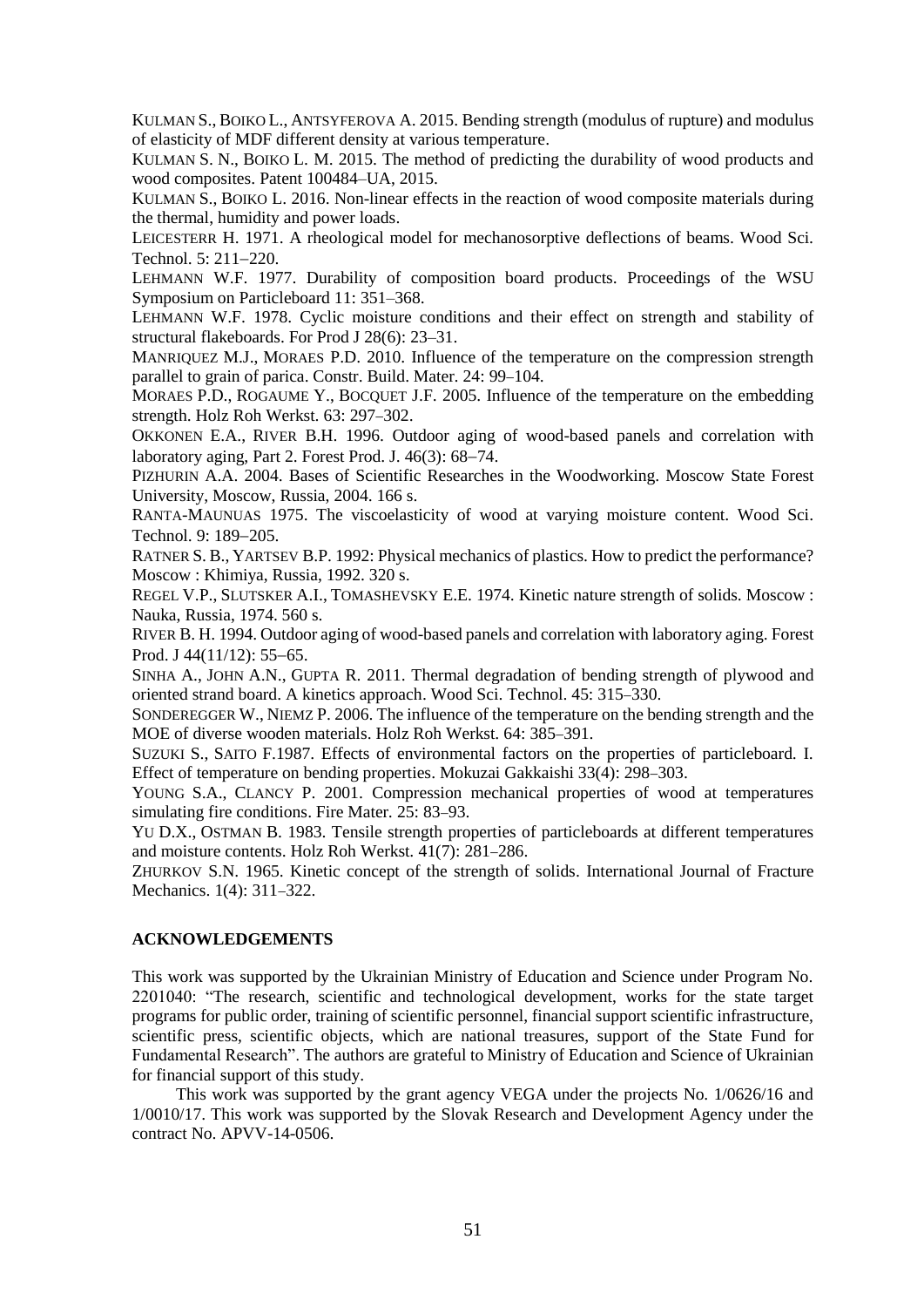KULMAN S., BOIKO L., ANTSYFEROVA A. 2015. Bending strength (modulus of rupture) and modulus of elasticity of MDF different density at various temperature.

KULMAN S. N., BOIKO L. M. 2015. The method of predicting the durability of wood products and wood composites. Patent 100484–UA, 2015.

KULMAN S., BOIKO L. 2016. Non-linear effects in the reaction of wood composite materials during the thermal, humidity and power loads.

LEICESTERR H. 1971. A rheological model for mechanosorptive deflections of beams. Wood Sci. Technol. 5: 211–220.

LEHMANN W.F. 1977. Durability of composition board products. Proceedings of the WSU Symposium on Particleboard 11: 351–368.

LEHMANN W.F. 1978. Cyclic moisture conditions and their effect on strength and stability of structural flakeboards. For Prod J 28(6): 23–31.

MANRIQUEZ M.J., MORAES P.D. 2010. Influence of the temperature on the compression strength parallel to grain of parica. Constr. Build. Mater. 24: 99–104.

MORAES P.D., ROGAUME Y., BOCQUET J.F. 2005. Influence of the temperature on the embedding strength. Holz Roh Werkst. 63: 297–302.

OKKONEN E.A., RIVER B.H. 1996. Outdoor aging of wood-based panels and correlation with laboratory aging, Part 2. Forest Prod. J. 46(3): 68–74.

PIZHURIN A.A. 2004. Bases of Scientific Researches in the Woodworking. Moscow State Forest University, Moscow, Russia, 2004. 166 s.

RANTA-MAUNUAS 1975. The viscoelasticity of wood at varying moisture content. Wood Sci. Technol. 9: 189–205.

RATNER S. B., YARTSEV B.P. 1992: Physical mechanics of plastics. How to predict the performance? Moscow : Khimiya, Russia, 1992. 320 s.

REGEL V.P., SLUTSKER A.I., TOMASHEVSKY E.E. 1974. Kinetic nature strength of solids. Moscow : Nauka, Russia, 1974. 560 s.

RIVER B. H. 1994. Outdoor aging of wood-based panels and correlation with laboratory aging. Forest Prod. J 44(11/12): 55–65.

SINHA A., JOHN A.N., GUPTA R. 2011. Thermal degradation of bending strength of plywood and oriented strand board. A kinetics approach. Wood Sci. Technol. 45: 315–330.

SONDEREGGER W., NIEMZ P. 2006. The influence of the temperature on the bending strength and the MOE of diverse wooden materials. Holz Roh Werkst. 64: 385–391.

SUZUKI S., SAITO F.1987. Effects of environmental factors on the properties of particleboard. I. Effect of temperature on bending properties. Mokuzai Gakkaishi 33(4): 298–303.

YOUNG S.A., CLANCY P. 2001. Compression mechanical properties of wood at temperatures simulating fire conditions. Fire Mater. 25: 83–93.

YU D.X., OSTMAN B. 1983. Tensile strength properties of particleboards at different temperatures and moisture contents. Holz Roh Werkst. 41(7): 281–286.

ZHURKOV S.N. 1965. Kinetic concept of the strength of solids. International Journal of Fracture Mechanics. 1(4): 311–322.

## ACKNOWLEDGEMENTS

This work was supported by the Ukrainian Ministry of Education and Science under Program No. 2201040: "The research, scientific and technological development, works for the state target programs for public order, training of scientific personnel, financial support scientific infrastructure, scientific press, scientific objects, which are national treasures, support of the State Fund for Fundamental Research". The authors are grateful to Ministry of Education and Science of Ukrainian for financial support of this study.

This work was supported by the grant agency VEGA under the projects No. 1/0626/16 and 1/0010/17. This work was supported by the Slovak Research and Development Agency under the contract No. APVV-14-0506.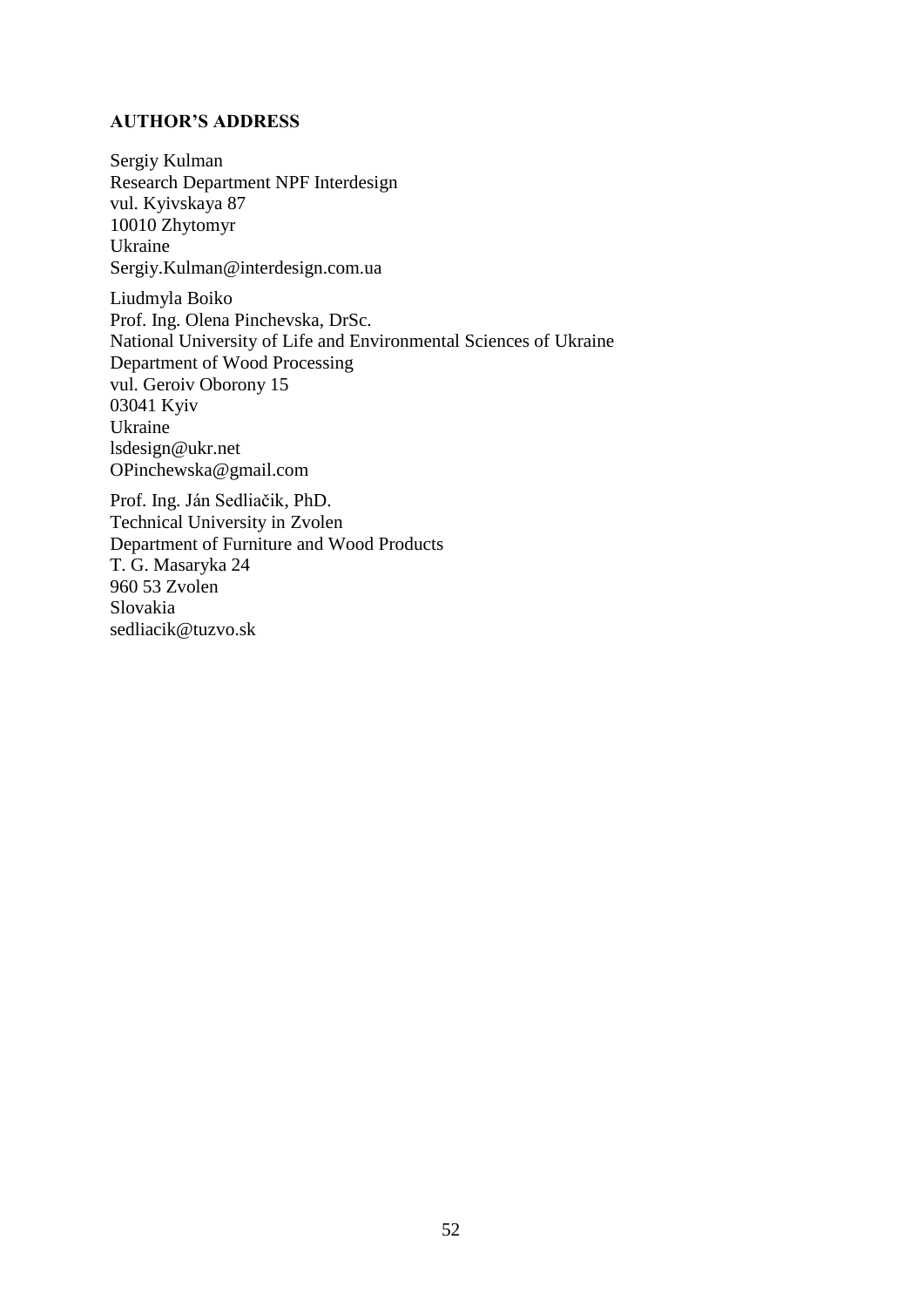## AUTHOR'S ADDRESS

Sergiy Kulman
Research Department NPF Interdesign
vul. Kyivskaya 87
10010 Zhytomyr
Ukraine
Sergiy.Kulman@interdesign.com.ua

Liudmyla Boiko
Prof. Ing. Olena Pinchevska, DrSc.
National University of Life and Environmental Sciences of Ukraine
Department of Wood Processing
vul. Geroiv Oborony 15
03041 Kyiv
Ukraine
lsdesign@ukr.net
OPinchewska@gmail.com

Prof. Ing. Ján Sedliačik, PhD.
Technical University in Zvolen
Department of Furniture and Wood Products
T. G. Masaryka 24
960 53 Zvolen
Slovakia
sedliacik@tuzvo.sk